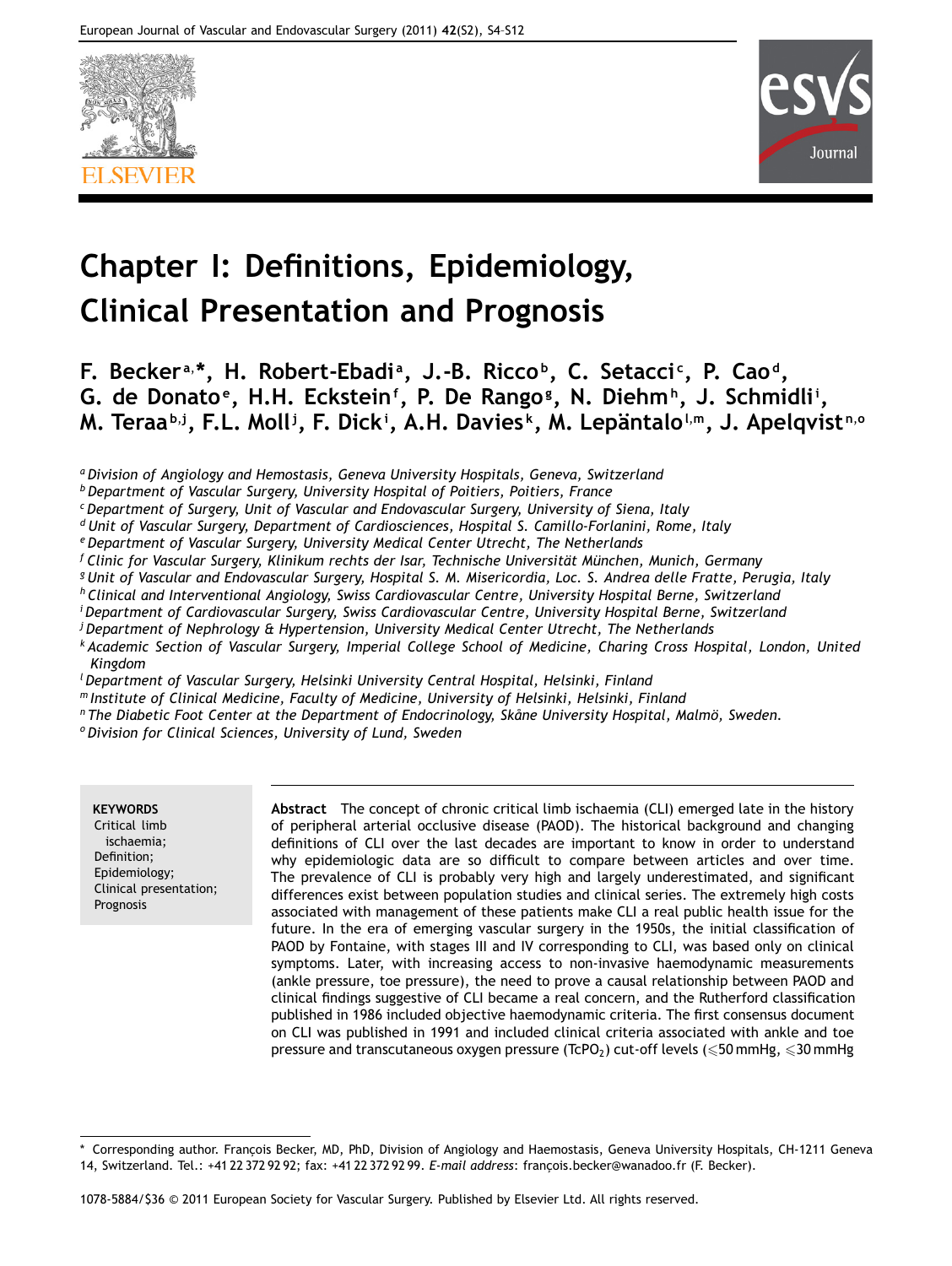# Chapter I: Definitions, Epidemiology, Clinical Presentation and Prognosis

**F. Becker[a,*], H. Robert-Ebadi[a], J.-B. Ricco[b], C. Setacci[c], P. Cao[d], G. de Donato[e], H.H. Eckstein[f], P. De Rango[g], N. Diehm[h], J. Schmidli[i], M. Teraa[b,j], F.L. Moll[j], F. Dick[i], A.H. Davies[k], M. Lepäntalo[l,m], J. Apelqvist[n,o]**

[a] *Division of Angiology and Hemostasis, Geneva University Hospitals, Geneva, Switzerland*
[b] *Department of Vascular Surgery, University Hospital of Poitiers, Poitiers, France*
[c] *Department of Surgery, Unit of Vascular and Endovascular Surgery, University of Siena, Italy*
[d] *Unit of Vascular Surgery, Department of Cardiosciences, Hospital S. Camillo-Forlanini, Rome, Italy*
[e] *Department of Vascular Surgery, University Medical Center Utrecht, The Netherlands*
[f] *Clinic for Vascular Surgery, Klinikum rechts der Isar, Technische Universität München, Munich, Germany*
[g] *Unit of Vascular and Endovascular Surgery, Hospital S. M. Misericordia, Loc. S. Andrea delle Fratte, Perugia, Italy*
[h] *Clinical and Interventional Angiology, Swiss Cardiovascular Centre, University Hospital Berne, Switzerland*
[i] *Department of Cardiovascular Surgery, Swiss Cardiovascular Centre, University Hospital Berne, Switzerland*
[j] *Department of Nephrology & Hypertension, University Medical Center Utrecht, The Netherlands*
[k] *Academic Section of Vascular Surgery, Imperial College School of Medicine, Charing Cross Hospital, London, United Kingdom*
[l] *Department of Vascular Surgery, Helsinki University Central Hospital, Helsinki, Finland*
[m] *Institute of Clinical Medicine, Faculty of Medicine, University of Helsinki, Helsinki, Finland*
[n] *The Diabetic Foot Center at the Department of Endocrinology, Skåne University Hospital, Malmö, Sweden.*
[o] *Division for Clinical Sciences, University of Lund, Sweden*

**KEYWORDS**
Critical limb ischaemia;
Definition;
Epidemiology;
Clinical presentation;
Prognosis

**Abstract** The concept of chronic critical limb ischaemia (CLI) emerged late in the history of peripheral arterial occlusive disease (PAOD). The historical background and changing definitions of CLI over the last decades are important to know in order to understand why epidemiologic data are so difficult to compare between articles and over time. The prevalence of CLI is probably very high and largely underestimated, and significant differences exist between population studies and clinical series. The extremely high costs associated with management of these patients make CLI a real public health issue for the future. In the era of emerging vascular surgery in the 1950s, the initial classification of PAOD by Fontaine, with stages III and IV corresponding to CLI, was based only on clinical symptoms. Later, with increasing access to non-invasive haemodynamic measurements (ankle pressure, toe pressure), the need to prove a causal relationship between PAOD and clinical findings suggestive of CLI became a real concern, and the Rutherford classification published in 1986 included objective haemodynamic criteria. The first consensus document on CLI was published in 1991 and included clinical criteria associated with ankle and toe pressure and transcutaneous oxygen pressure ($TcPO_2$) cut-off levels (⩽50 mmHg, ⩽30 mmHg

\* Corresponding author. François Becker, MD, PhD, Division of Angiology and Haemostasis, Geneva University Hospitals, CH-1211 Geneva 14, Switzerland. Tel.: +41 22 372 92 92; fax: +41 22 372 92 99. *E-mail address*: françois.becker@wanadoo.fr (F. Becker).

1078-5884/$36 © 2011 European Society for Vascular Surgery. Published by Elsevier Ltd. All rights reserved.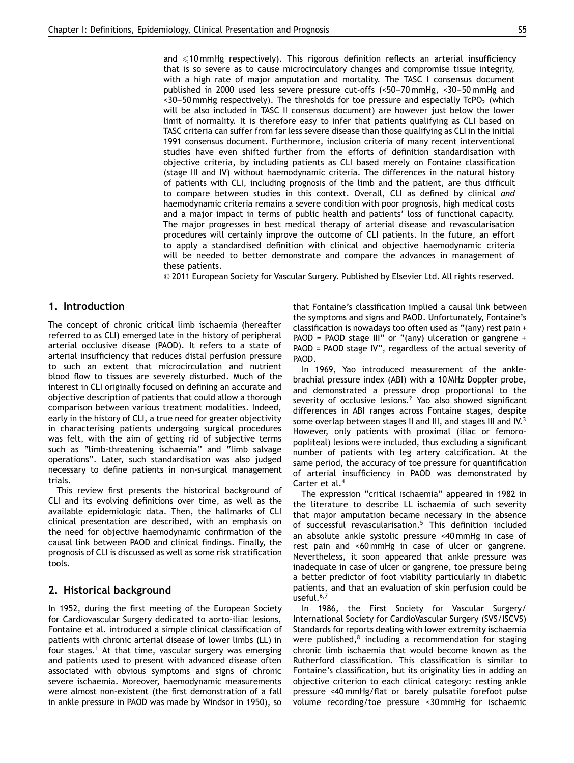and ⩽10 mmHg respectively). This rigorous definition reflects an arterial insufficiency that is so severe as to cause microcirculatory changes and compromise tissue integrity, with a high rate of major amputation and mortality. The TASC I consensus document published in 2000 used less severe pressure cut-offs (<50–70 mmHg, <30–50 mmHg and <30–50 mmHg respectively). The thresholds for toe pressure and especially $TcPO_2$ (which will be also included in TASC II consensus document) are however just below the lower limit of normality. It is therefore easy to infer that patients qualifying as CLI based on TASC criteria can suffer from far less severe disease than those qualifying as CLI in the initial 1991 consensus document. Furthermore, inclusion criteria of many recent interventional studies have even shifted further from the efforts of definition standardisation with objective criteria, by including patients as CLI based merely on Fontaine classification (stage III and IV) without haemodynamic criteria. The differences in the natural history of patients with CLI, including prognosis of the limb and the patient, are thus difficult to compare between studies in this context. Overall, CLI as defined by clinical *and* haemodynamic criteria remains a severe condition with poor prognosis, high medical costs and a major impact in terms of public health and patients' loss of functional capacity. The major progresses in best medical therapy of arterial disease and revascularisation procedures will certainly improve the outcome of CLI patients. In the future, an effort to apply a standardised definition with clinical and objective haemodynamic criteria will be needed to better demonstrate and compare the advances in management of these patients.

© 2011 European Society for Vascular Surgery. Published by Elsevier Ltd. All rights reserved.

## 1. Introduction

The concept of chronic critical limb ischaemia (hereafter referred to as CLI) emerged late in the history of peripheral arterial occlusive disease (PAOD). It refers to a state of arterial insufficiency that reduces distal perfusion pressure to such an extent that microcirculation and nutrient blood flow to tissues are severely disturbed. Much of the interest in CLI originally focused on defining an accurate and objective description of patients that could allow a thorough comparison between various treatment modalities. Indeed, early in the history of CLI, a true need for greater objectivity in characterising patients undergoing surgical procedures was felt, with the aim of getting rid of subjective terms such as "limb-threatening ischaemia" and "limb salvage operations". Later, such standardisation was also judged necessary to define patients in non-surgical management trials.

This review first presents the historical background of CLI and its evolving definitions over time, as well as the available epidemiologic data. Then, the hallmarks of CLI clinical presentation are described, with an emphasis on the need for objective haemodynamic confirmation of the causal link between PAOD and clinical findings. Finally, the prognosis of CLI is discussed as well as some risk stratification tools.

## 2. Historical background

In 1952, during the first meeting of the European Society for Cardiovascular Surgery dedicated to aorto-iliac lesions, Fontaine et al. introduced a simple clinical classification of patients with chronic arterial disease of lower limbs (LL) in four stages.[1] At that time, vascular surgery was emerging and patients used to present with advanced disease often associated with obvious symptoms and signs of chronic severe ischaemia. Moreover, haemodynamic measurements were almost non-existent (the first demonstration of a fall in ankle pressure in PAOD was made by Windsor in 1950), so that Fontaine's classification implied a causal link between the symptoms and signs and PAOD. Unfortunately, Fontaine's classification is nowadays too often used as "(any) rest pain + PAOD = PAOD stage III" or "(any) ulceration or gangrene + PAOD = PAOD stage IV", regardless of the actual severity of PAOD.

In 1969, Yao introduced measurement of the ankle-brachial pressure index (ABI) with a 10 MHz Doppler probe, and demonstrated a pressure drop proportional to the severity of occlusive lesions.[2] Yao also showed significant differences in ABI ranges across Fontaine stages, despite some overlap between stages II and III, and stages III and IV.[3] However, only patients with proximal (iliac or femoro-popliteal) lesions were included, thus excluding a significant number of patients with leg artery calcification. At the same period, the accuracy of toe pressure for quantification of arterial insufficiency in PAOD was demonstrated by Carter et al.[4]

The expression "critical ischaemia" appeared in 1982 in the literature to describe LL ischaemia of such severity that major amputation became necessary in the absence of successful revascularisation.[5] This definition included an absolute ankle systolic pressure <40 mmHg in case of rest pain and <60 mmHg in case of ulcer or gangrene. Nevertheless, it soon appeared that ankle pressure was inadequate in case of ulcer or gangrene, toe pressure being a better predictor of foot viability particularly in diabetic patients, and that an evaluation of skin perfusion could be useful.[6,7]

In 1986, the First Society for Vascular Surgery/International Society for CardioVascular Surgery (SVS/ISCVS) Standards for reports dealing with lower extremity ischaemia were published,[8] including a recommendation for staging chronic limb ischaemia that would become known as the Rutherford classification. This classification is similar to Fontaine's classification, but its originality lies in adding an objective criterion to each clinical category: resting ankle pressure <40 mmHg/flat or barely pulsatile forefoot pulse volume recording/toe pressure <30 mmHg for ischaemic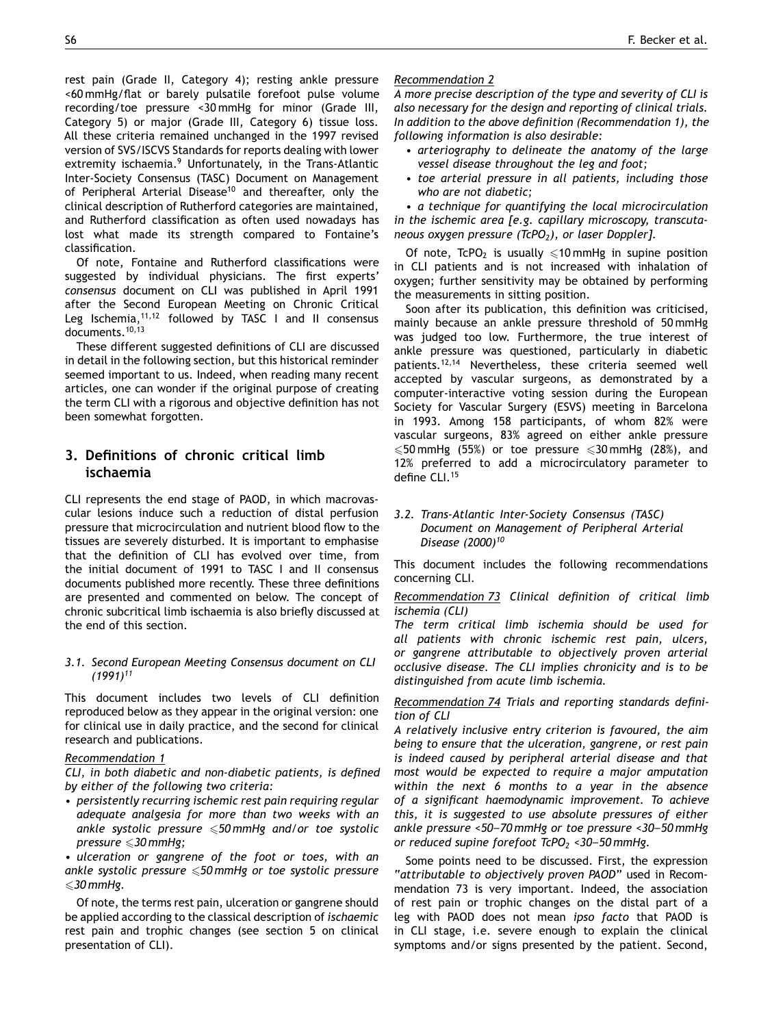rest pain (Grade II, Category 4); resting ankle pressure <60 mmHg/flat or barely pulsatile forefoot pulse volume recording/toe pressure <30 mmHg for minor (Grade III, Category 5) or major (Grade III, Category 6) tissue loss. All these criteria remained unchanged in the 1997 revised version of SVS/ISCVS Standards for reports dealing with lower extremity ischaemia.[9] Unfortunately, in the Trans-Atlantic Inter-Society Consensus (TASC) Document on Management of Peripheral Arterial Disease[10] and thereafter, only the clinical description of Rutherford categories are maintained, and Rutherford classification as often used nowadays has lost what made its strength compared to Fontaine's classification.

Of note, Fontaine and Rutherford classifications were suggested by individual physicians. The first experts' *consensus* document on CLI was published in April 1991 after the Second European Meeting on Chronic Critical Leg Ischemia,[11,12] followed by TASC I and II consensus documents.[10,13]

These different suggested definitions of CLI are discussed in detail in the following section, but this historical reminder seemed important to us. Indeed, when reading many recent articles, one can wonder if the original purpose of creating the term CLI with a rigorous and objective definition has not been somewhat forgotten.

## 3. Definitions of chronic critical limb ischaemia

CLI represents the end stage of PAOD, in which macrovascular lesions induce such a reduction of distal perfusion pressure that microcirculation and nutrient blood flow to the tissues are severely disturbed. It is important to emphasise that the definition of CLI has evolved over time, from the initial document of 1991 to TASC I and II consensus documents published more recently. These three definitions are presented and commented on below. The concept of chronic subcritical limb ischaemia is also briefly discussed at the end of this section.

### 3.1. Second European Meeting Consensus document on CLI (1991)[11]

This document includes two levels of CLI definition reproduced below as they appear in the original version: one for clinical use in daily practice, and the second for clinical research and publications.

<u>Recommendation 1</u>

*CLI, in both diabetic and non-diabetic patients, is defined by either of the following two criteria:*

- *persistently recurring ischemic rest pain requiring regular adequate analgesia for more than two weeks with an ankle systolic pressure ⩽50 mmHg and/or toe systolic pressure ⩽30 mmHg;*
- *ulceration or gangrene of the foot or toes, with an ankle systolic pressure ⩽50 mmHg or toe systolic pressure ⩽30 mmHg.*

Of note, the terms rest pain, ulceration or gangrene should be applied according to the classical description of *ischaemic* rest pain and trophic changes (see section 5 on clinical presentation of CLI).

<u>Recommendation 2</u>

*A more precise description of the type and severity of CLI is also necessary for the design and reporting of clinical trials. In addition to the above definition (Recommendation 1), the following information is also desirable:*

- *arteriography to delineate the anatomy of the large vessel disease throughout the leg and foot;*
- *toe arterial pressure in all patients, including those who are not diabetic;*
- *a technique for quantifying the local microcirculation in the ischemic area [e.g. capillary microscopy, transcutaneous oxygen pressure ($TcPO_2$), or laser Doppler].*

Of note, $TcPO_2$ is usually ⩽10 mmHg in supine position in CLI patients and is not increased with inhalation of oxygen; further sensitivity may be obtained by performing the measurements in sitting position.

Soon after its publication, this definition was criticised, mainly because an ankle pressure threshold of 50 mmHg was judged too low. Furthermore, the true interest of ankle pressure was questioned, particularly in diabetic patients.[12,14] Nevertheless, these criteria seemed well accepted by vascular surgeons, as demonstrated by a computer-interactive voting session during the European Society for Vascular Surgery (ESVS) meeting in Barcelona in 1993. Among 158 participants, of whom 82% were vascular surgeons, 83% agreed on either ankle pressure ⩽50 mmHg (55%) or toe pressure ⩽30 mmHg (28%), and 12% preferred to add a microcirculatory parameter to define CLI.[15]

### 3.2. Trans-Atlantic Inter-Society Consensus (TASC) Document on Management of Peripheral Arterial Disease (2000)[10]

This document includes the following recommendations concerning CLI.

<u>Recommendation 73</u> *Clinical definition of critical limb ischemia (CLI)*

*The term critical limb ischemia should be used for all patients with chronic ischemic rest pain, ulcers, or gangrene attributable to objectively proven arterial occlusive disease. The CLI implies chronicity and is to be distinguished from acute limb ischemia.*

<u>Recommendation 74</u> *Trials and reporting standards definition of CLI*

*A relatively inclusive entry criterion is favoured, the aim being to ensure that the ulceration, gangrene, or rest pain is indeed caused by peripheral arterial disease and that most would be expected to require a major amputation within the next 6 months to a year in the absence of a significant haemodynamic improvement. To achieve this, it is suggested to use absolute pressures of either ankle pressure <50–70 mmHg or toe pressure <30–50 mmHg or reduced supine forefoot $TcPO_2$ <30–50 mmHg.*

Some points need to be discussed. First, the expression "*attributable to objectively proven PAOD*" used in Recommendation 73 is very important. Indeed, the association of rest pain or trophic changes on the distal part of a leg with PAOD does not mean *ipso facto* that PAOD is in CLI stage, i.e. severe enough to explain the clinical symptoms and/or signs presented by the patient. Second,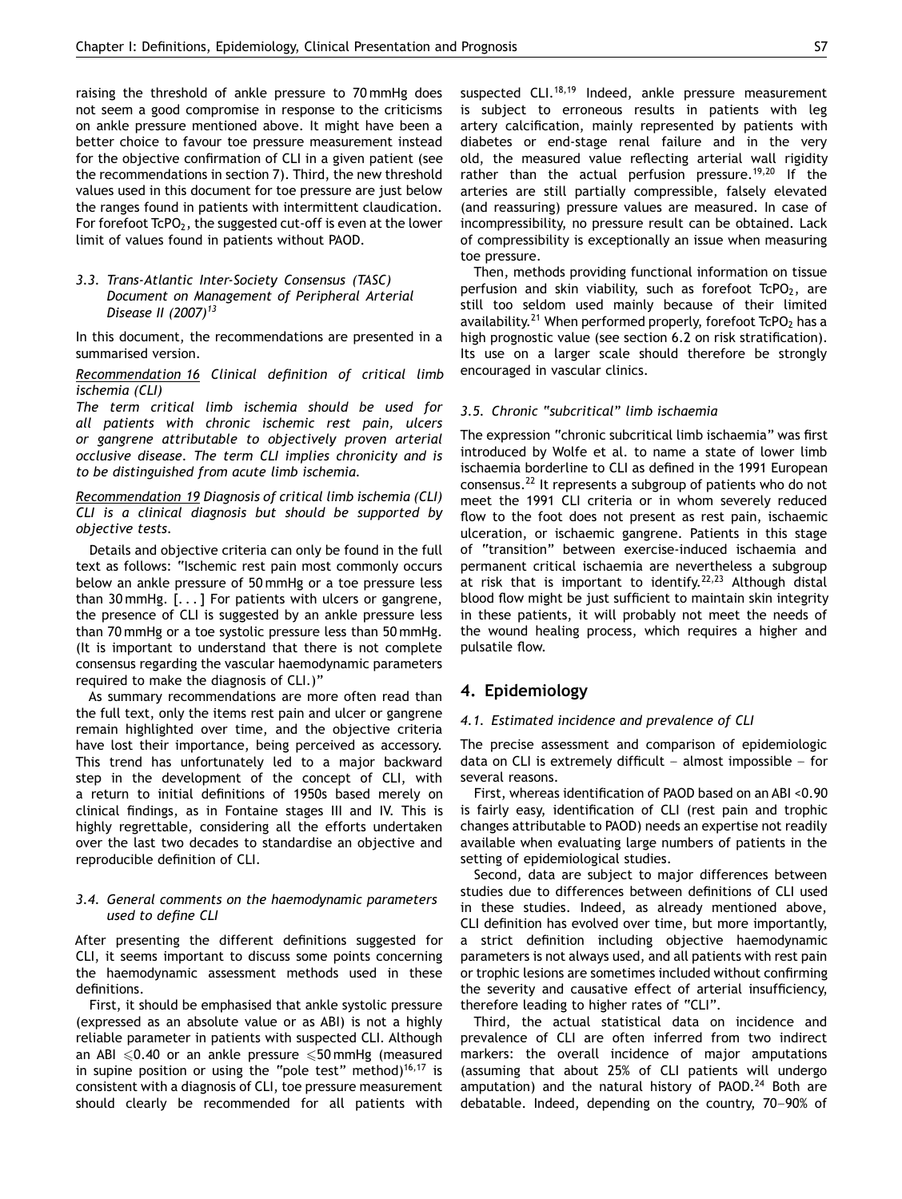raising the threshold of ankle pressure to 70 mmHg does not seem a good compromise in response to the criticisms on ankle pressure mentioned above. It might have been a better choice to favour toe pressure measurement instead for the objective confirmation of CLI in a given patient (see the recommendations in section 7). Third, the new threshold values used in this document for toe pressure are just below the ranges found in patients with intermittent claudication. For forefoot $TcPO_2$, the suggested cut-off is even at the lower limit of values found in patients without PAOD.

### 3.3. Trans-Atlantic Inter-Society Consensus (TASC) Document on Management of Peripheral Arterial Disease II (2007)[13]

In this document, the recommendations are presented in a summarised version.

*Recommendation 16 Clinical definition of critical limb ischemia (CLI)*
*The term critical limb ischemia should be used for all patients with chronic ischemic rest pain, ulcers or gangrene attributable to objectively proven arterial occlusive disease. The term CLI implies chronicity and is to be distinguished from acute limb ischemia.*

*Recommendation 19 Diagnosis of critical limb ischemia (CLI) CLI is a clinical diagnosis but should be supported by objective tests.*

Details and objective criteria can only be found in the full text as follows: "Ischemic rest pain most commonly occurs below an ankle pressure of 50 mmHg or a toe pressure less than 30 mmHg. [...] For patients with ulcers or gangrene, the presence of CLI is suggested by an ankle pressure less than 70 mmHg or a toe systolic pressure less than 50 mmHg. (It is important to understand that there is not complete consensus regarding the vascular haemodynamic parameters required to make the diagnosis of CLI.)"

As summary recommendations are more often read than the full text, only the items rest pain and ulcer or gangrene remain highlighted over time, and the objective criteria have lost their importance, being perceived as accessory. This trend has unfortunately led to a major backward step in the development of the concept of CLI, with a return to initial definitions of 1950s based merely on clinical findings, as in Fontaine stages III and IV. This is highly regrettable, considering all the efforts undertaken over the last two decades to standardise an objective and reproducible definition of CLI.

### 3.4. General comments on the haemodynamic parameters used to define CLI

After presenting the different definitions suggested for CLI, it seems important to discuss some points concerning the haemodynamic assessment methods used in these definitions.

First, it should be emphasised that ankle systolic pressure (expressed as an absolute value or as ABI) is not a highly reliable parameter in patients with suspected CLI. Although an ABI $\leqslant$0.40 or an ankle pressure $\leqslant$50 mmHg (measured in supine position or using the "pole test" method)[16,17] is consistent with a diagnosis of CLI, toe pressure measurement should clearly be recommended for all patients with suspected CLI.[18,19] Indeed, ankle pressure measurement is subject to erroneous results in patients with leg artery calcification, mainly represented by patients with diabetes or end-stage renal failure and in the very old, the measured value reflecting arterial wall rigidity rather than the actual perfusion pressure.[19,20] If the arteries are still partially compressible, falsely elevated (and reassuring) pressure values are measured. In case of incompressibility, no pressure result can be obtained. Lack of compressibility is exceptionally an issue when measuring toe pressure.

Then, methods providing functional information on tissue perfusion and skin viability, such as forefoot $TcPO_2$, are still too seldom used mainly because of their limited availability.[21] When performed properly, forefoot $TcPO_2$ has a high prognostic value (see section 6.2 on risk stratification). Its use on a larger scale should therefore be strongly encouraged in vascular clinics.

### 3.5. Chronic "subcritical" limb ischaemia

The expression "chronic subcritical limb ischaemia" was first introduced by Wolfe et al. to name a state of lower limb ischaemia borderline to CLI as defined in the 1991 European consensus.[22] It represents a subgroup of patients who do not meet the 1991 CLI criteria or in whom severely reduced flow to the foot does not present as rest pain, ischaemic ulceration, or ischaemic gangrene. Patients in this stage of "transition" between exercise-induced ischaemia and permanent critical ischaemia are nevertheless a subgroup at risk that is important to identify.[22,23] Although distal blood flow might be just sufficient to maintain skin integrity in these patients, it will probably not meet the needs of the wound healing process, which requires a higher and pulsatile flow.

## 4. Epidemiology

### 4.1. Estimated incidence and prevalence of CLI

The precise assessment and comparison of epidemiologic data on CLI is extremely difficult – almost impossible – for several reasons.

First, whereas identification of PAOD based on an ABI <0.90 is fairly easy, identification of CLI (rest pain and trophic changes attributable to PAOD) needs an expertise not readily available when evaluating large numbers of patients in the setting of epidemiological studies.

Second, data are subject to major differences between studies due to differences between definitions of CLI used in these studies. Indeed, as already mentioned above, CLI definition has evolved over time, but more importantly, a strict definition including objective haemodynamic parameters is not always used, and all patients with rest pain or trophic lesions are sometimes included without confirming the severity and causative effect of arterial insufficiency, therefore leading to higher rates of "CLI".

Third, the actual statistical data on incidence and prevalence of CLI are often inferred from two indirect markers: the overall incidence of major amputations (assuming that about 25% of CLI patients will undergo amputation) and the natural history of PAOD.[24] Both are debatable. Indeed, depending on the country, 70–90% of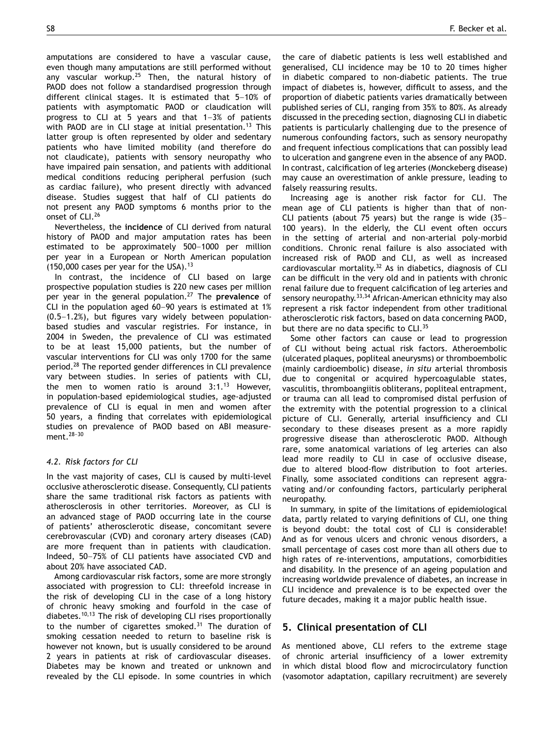amputations are considered to have a vascular cause, even though many amputations are still performed without any vascular workup.[25] Then, the natural history of PAOD does not follow a standardised progression through different clinical stages. It is estimated that 5–10% of patients with asymptomatic PAOD or claudication will progress to CLI at 5 years and that 1–3% of patients with PAOD are in CLI stage at initial presentation.[13] This latter group is often represented by older and sedentary patients who have limited mobility (and therefore do not claudicate), patients with sensory neuropathy who have impaired pain sensation, and patients with additional medical conditions reducing peripheral perfusion (such as cardiac failure), who present directly with advanced disease. Studies suggest that half of CLI patients do not present any PAOD symptoms 6 months prior to the onset of CLI.[26]

Nevertheless, the **incidence** of CLI derived from natural history of PAOD and major amputation rates has been estimated to be approximately 500–1000 per million per year in a European or North American population (150,000 cases per year for the USA).[13]

In contrast, the incidence of CLI based on large prospective population studies is 220 new cases per million per year in the general population.[27] The **prevalence** of CLI in the population aged 60–90 years is estimated at 1% (0.5–1.2%), but figures vary widely between population-based studies and vascular registries. For instance, in 2004 in Sweden, the prevalence of CLI was estimated to be at least 15,000 patients, but the number of vascular interventions for CLI was only 1700 for the same period.[28] The reported gender differences in CLI prevalence vary between studies. In series of patients with CLI, the men to women ratio is around 3:1.[13] However, in population-based epidemiological studies, age-adjusted prevalence of CLI is equal in men and women after 50 years, a finding that correlates with epidemiological studies on prevalence of PAOD based on ABI measurement.[28–30]

### *4.2. Risk factors for CLI*

In the vast majority of cases, CLI is caused by multi-level occlusive atherosclerotic disease. Consequently, CLI patients share the same traditional risk factors as patients with atherosclerosis in other territories. Moreover, as CLI is an advanced stage of PAOD occurring late in the course of patients' atherosclerotic disease, concomitant severe cerebrovascular (CVD) and coronary artery diseases (CAD) are more frequent than in patients with claudication. Indeed, 50–75% of CLI patients have associated CVD and about 20% have associated CAD.

Among cardiovascular risk factors, some are more strongly associated with progression to CLI: threefold increase in the risk of developing CLI in the case of a long history of chronic heavy smoking and fourfold in the case of diabetes.[10,13] The risk of developing CLI rises proportionally to the number of cigarettes smoked.[31] The duration of smoking cessation needed to return to baseline risk is however not known, but is usually considered to be around 2 years in patients at risk of cardiovascular diseases. Diabetes may be known and treated or unknown and revealed by the CLI episode. In some countries in which the care of diabetic patients is less well established and generalised, CLI incidence may be 10 to 20 times higher in diabetic compared to non-diabetic patients. The true impact of diabetes is, however, difficult to assess, and the proportion of diabetic patients varies dramatically between published series of CLI, ranging from 35% to 80%. As already discussed in the preceding section, diagnosing CLI in diabetic patients is particularly challenging due to the presence of numerous confounding factors, such as sensory neuropathy and frequent infectious complications that can possibly lead to ulceration and gangrene even in the absence of any PAOD. In contrast, calcification of leg arteries (Monckeberg disease) may cause an overestimation of ankle pressure, leading to falsely reassuring results.

Increasing age is another risk factor for CLI. The mean age of CLI patients is higher than that of non-CLI patients (about 75 years) but the range is wide (35–100 years). In the elderly, the CLI event often occurs in the setting of arterial and non-arterial poly-morbid conditions. Chronic renal failure is also associated with increased risk of PAOD and CLI, as well as increased cardiovascular mortality.[32] As in diabetics, diagnosis of CLI can be difficult in the very old and in patients with chronic renal failure due to frequent calcification of leg arteries and sensory neuropathy.[33,34] African-American ethnicity may also represent a risk factor independent from other traditional atherosclerotic risk factors, based on data concerning PAOD, but there are no data specific to CLI.[35]

Some other factors can cause or lead to progression of CLI without being actual risk factors. Atheroembolic (ulcerated plaques, popliteal aneurysms) or thromboembolic (mainly cardioembolic) disease, *in situ* arterial thrombosis due to congenital or acquired hypercoagulable states, vasculitis, thromboangiitis obliterans, popliteal entrapment, or trauma can all lead to compromised distal perfusion of the extremity with the potential progression to a clinical picture of CLI. Generally, arterial insufficiency and CLI secondary to these diseases present as a more rapidly progressive disease than atherosclerotic PAOD. Although rare, some anatomical variations of leg arteries can also lead more readily to CLI in case of occlusive disease, due to altered blood-flow distribution to foot arteries. Finally, some associated conditions can represent aggravating and/or confounding factors, particularly peripheral neuropathy.

In summary, in spite of the limitations of epidemiological data, partly related to varying definitions of CLI, one thing is beyond doubt: the total cost of CLI is considerable! And as for venous ulcers and chronic venous disorders, a small percentage of cases cost more than all others due to high rates of re-interventions, amputations, comorbidities and disability. In the presence of an ageing population and increasing worldwide prevalence of diabetes, an increase in CLI incidence and prevalence is to be expected over the future decades, making it a major public health issue.

## 5. Clinical presentation of CLI

As mentioned above, CLI refers to the extreme stage of chronic arterial insufficiency of a lower extremity in which distal blood flow and microcirculatory function (vasomotor adaptation, capillary recruitment) are severely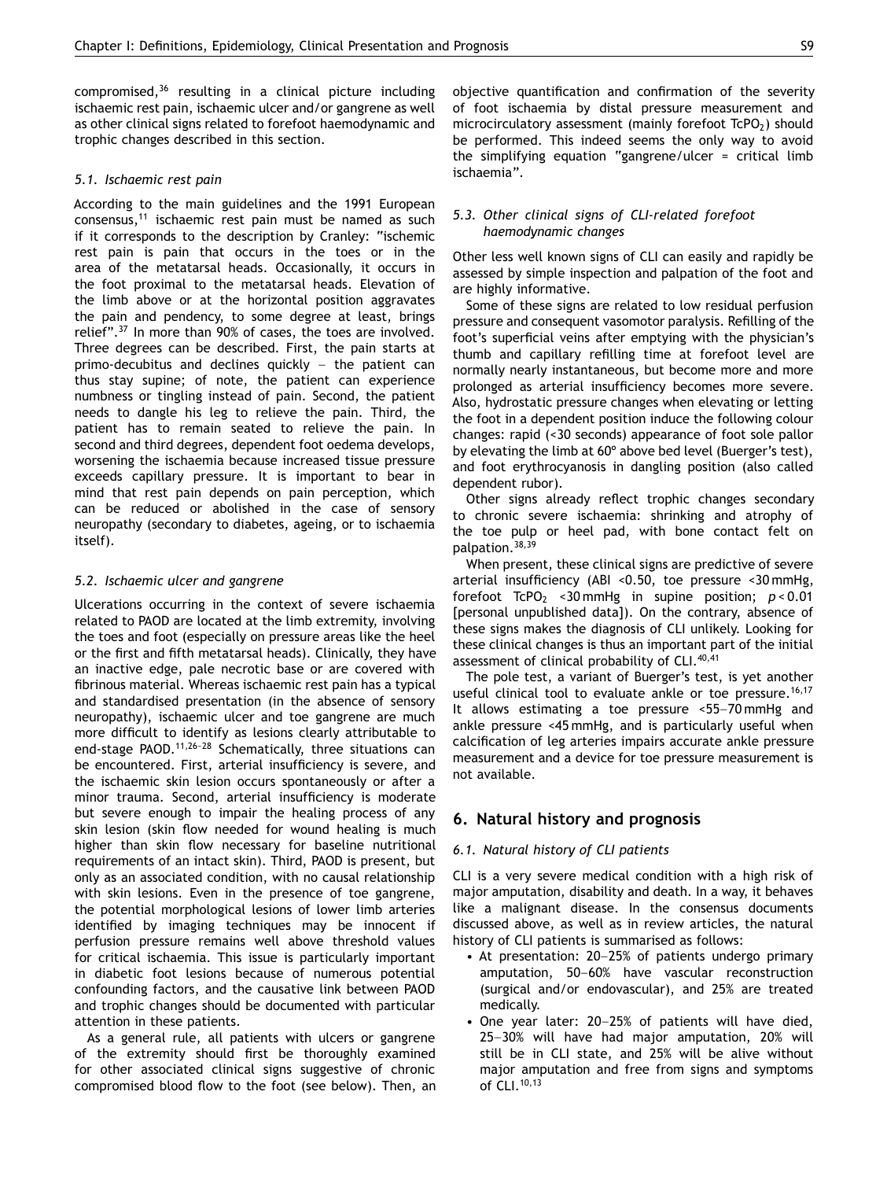compromised,[36] resulting in a clinical picture including ischaemic rest pain, ischaemic ulcer and/or gangrene as well as other clinical signs related to forefoot haemodynamic and trophic changes described in this section.

### *5.1. Ischaemic rest pain*

According to the main guidelines and the 1991 European consensus,[11] ischaemic rest pain must be named as such if it corresponds to the description by Cranley: "ischemic rest pain is pain that occurs in the toes or in the area of the metatarsal heads. Occasionally, it occurs in the foot proximal to the metatarsal heads. Elevation of the limb above or at the horizontal position aggravates the pain and pendency, to some degree at least, brings relief".[37] In more than 90% of cases, the toes are involved. Three degrees can be described. First, the pain starts at primo-decubitus and declines quickly – the patient can thus stay supine; of note, the patient can experience numbness or tingling instead of pain. Second, the patient needs to dangle his leg to relieve the pain. Third, the patient has to remain seated to relieve the pain. In second and third degrees, dependent foot oedema develops, worsening the ischaemia because increased tissue pressure exceeds capillary pressure. It is important to bear in mind that rest pain depends on pain perception, which can be reduced or abolished in the case of sensory neuropathy (secondary to diabetes, ageing, or to ischaemia itself).

### *5.2. Ischaemic ulcer and gangrene*

Ulcerations occurring in the context of severe ischaemia related to PAOD are located at the limb extremity, involving the toes and foot (especially on pressure areas like the heel or the first and fifth metatarsal heads). Clinically, they have an inactive edge, pale necrotic base or are covered with fibrinous material. Whereas ischaemic rest pain has a typical and standardised presentation (in the absence of sensory neuropathy), ischaemic ulcer and toe gangrene are much more difficult to identify as lesions clearly attributable to end-stage PAOD.[11,26–28] Schematically, three situations can be encountered. First, arterial insufficiency is severe, and the ischaemic skin lesion occurs spontaneously or after a minor trauma. Second, arterial insufficiency is moderate but severe enough to impair the healing process of any skin lesion (skin flow needed for wound healing is much higher than skin flow necessary for baseline nutritional requirements of an intact skin). Third, PAOD is present, but only as an associated condition, with no causal relationship with skin lesions. Even in the presence of toe gangrene, the potential morphological lesions of lower limb arteries identified by imaging techniques may be innocent if perfusion pressure remains well above threshold values for critical ischaemia. This issue is particularly important in diabetic foot lesions because of numerous potential confounding factors, and the causative link between PAOD and trophic changes should be documented with particular attention in these patients.

As a general rule, all patients with ulcers or gangrene of the extremity should first be thoroughly examined for other associated clinical signs suggestive of chronic compromised blood flow to the foot (see below). Then, an objective quantification and confirmation of the severity of foot ischaemia by distal pressure measurement and microcirculatory assessment (mainly forefoot $TcPO_2$) should be performed. This indeed seems the only way to avoid the simplifying equation "gangrene/ulcer = critical limb ischaemia".

### *5.3. Other clinical signs of CLI-related forefoot haemodynamic changes*

Other less well known signs of CLI can easily and rapidly be assessed by simple inspection and palpation of the foot and are highly informative.

Some of these signs are related to low residual perfusion pressure and consequent vasomotor paralysis. Refilling of the foot's superficial veins after emptying with the physician's thumb and capillary refilling time at forefoot level are normally nearly instantaneous, but become more and more prolonged as arterial insufficiency becomes more severe. Also, hydrostatic pressure changes when elevating or letting the foot in a dependent position induce the following colour changes: rapid (<30 seconds) appearance of foot sole pallor by elevating the limb at 60° above bed level (Buerger's test), and foot erythrocyanosis in dangling position (also called dependent rubor).

Other signs already reflect trophic changes secondary to chronic severe ischaemia: shrinking and atrophy of the toe pulp or heel pad, with bone contact felt on palpation.[38,39]

When present, these clinical signs are predictive of severe arterial insufficiency (ABI <0.50, toe pressure <30 mmHg, forefoot $TcPO_2$ <30 mmHg in supine position; $p < 0.01$ [personal unpublished data]). On the contrary, absence of these signs makes the diagnosis of CLI unlikely. Looking for these clinical changes is thus an important part of the initial assessment of clinical probability of CLI.[40,41]

The pole test, a variant of Buerger's test, is yet another useful clinical tool to evaluate ankle or toe pressure.[16,17] It allows estimating a toe pressure <55–70 mmHg and ankle pressure <45 mmHg, and is particularly useful when calcification of leg arteries impairs accurate ankle pressure measurement and a device for toe pressure measurement is not available.

## 6. Natural history and prognosis

### *6.1. Natural history of CLI patients*

CLI is a very severe medical condition with a high risk of major amputation, disability and death. In a way, it behaves like a malignant disease. In the consensus documents discussed above, as well as in review articles, the natural history of CLI patients is summarised as follows:

- At presentation: 20–25% of patients undergo primary amputation, 50–60% have vascular reconstruction (surgical and/or endovascular), and 25% are treated medically.
- One year later: 20–25% of patients will have died, 25–30% will have had major amputation, 20% will still be in CLI state, and 25% will be alive without major amputation and free from signs and symptoms of CLI.[10,13]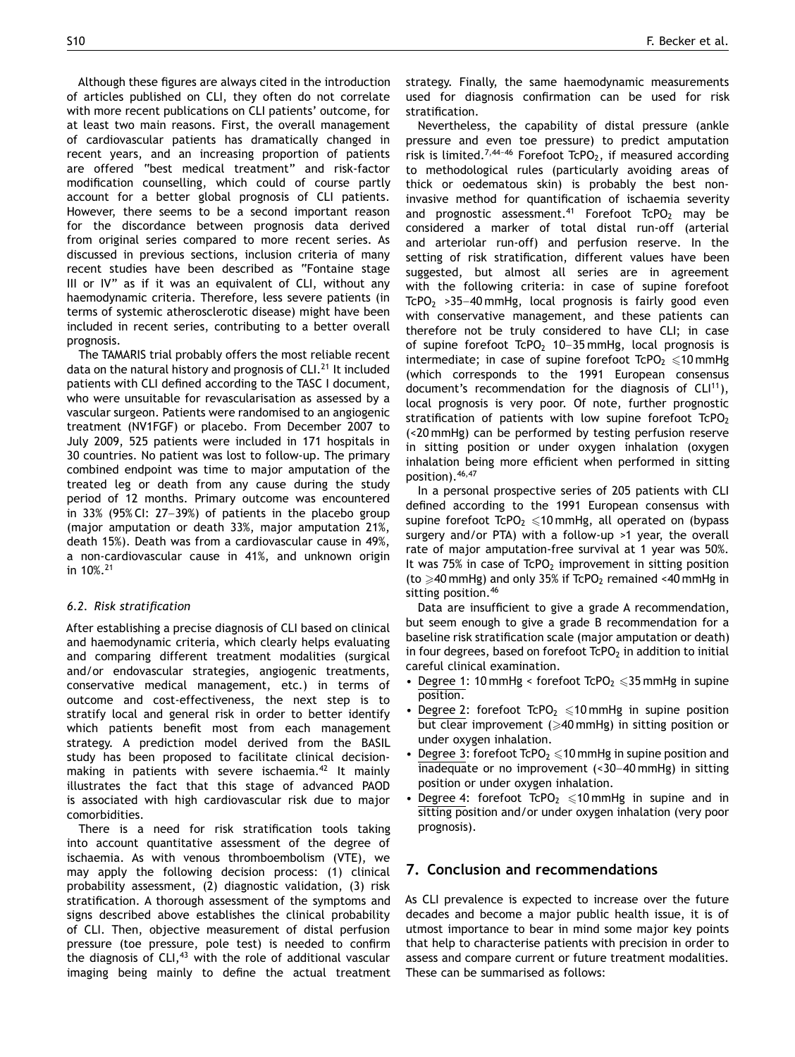Although these figures are always cited in the introduction of articles published on CLI, they often do not correlate with more recent publications on CLI patients' outcome, for at least two main reasons. First, the overall management of cardiovascular patients has dramatically changed in recent years, and an increasing proportion of patients are offered "best medical treatment" and risk-factor modification counselling, which could of course partly account for a better global prognosis of CLI patients. However, there seems to be a second important reason for the discordance between prognosis data derived from original series compared to more recent series. As discussed in previous sections, inclusion criteria of many recent studies have been described as "Fontaine stage III or IV" as if it was an equivalent of CLI, without any haemodynamic criteria. Therefore, less severe patients (in terms of systemic atherosclerotic disease) might have been included in recent series, contributing to a better overall prognosis.

The TAMARIS trial probably offers the most reliable recent data on the natural history and prognosis of CLI.[21] It included patients with CLI defined according to the TASC I document, who were unsuitable for revascularisation as assessed by a vascular surgeon. Patients were randomised to an angiogenic treatment (NV1FGF) or placebo. From December 2007 to July 2009, 525 patients were included in 171 hospitals in 30 countries. No patient was lost to follow-up. The primary combined endpoint was time to major amputation of the treated leg or death from any cause during the study period of 12 months. Primary outcome was encountered in 33% (95% CI: 27–39%) of patients in the placebo group (major amputation or death 33%, major amputation 21%, death 15%). Death was from a cardiovascular cause in 49%, a non-cardiovascular cause in 41%, and unknown origin in 10%.[21]

### *6.2. Risk stratification*

After establishing a precise diagnosis of CLI based on clinical and haemodynamic criteria, which clearly helps evaluating and comparing different treatment modalities (surgical and/or endovascular strategies, angiogenic treatments, conservative medical management, etc.) in terms of outcome and cost-effectiveness, the next step is to stratify local and general risk in order to better identify which patients benefit most from each management strategy. A prediction model derived from the BASIL study has been proposed to facilitate clinical decision-making in patients with severe ischaemia.[42] It mainly illustrates the fact that this stage of advanced PAOD is associated with high cardiovascular risk due to major comorbidities.

There is a need for risk stratification tools taking into account quantitative assessment of the degree of ischaemia. As with venous thromboembolism (VTE), we may apply the following decision process: (1) clinical probability assessment, (2) diagnostic validation, (3) risk stratification. A thorough assessment of the symptoms and signs described above establishes the clinical probability of CLI. Then, objective measurement of distal perfusion pressure (toe pressure, pole test) is needed to confirm the diagnosis of CLI,[43] with the role of additional vascular imaging being mainly to define the actual treatment strategy. Finally, the same haemodynamic measurements used for diagnosis confirmation can be used for risk stratification.

Nevertheless, the capability of distal pressure (ankle pressure and even toe pressure) to predict amputation risk is limited.[7,44–46] Forefoot $TcPO_2$, if measured according to methodological rules (particularly avoiding areas of thick or oedematous skin) is probably the best non-invasive method for quantification of ischaemia severity and prognostic assessment.[41] Forefoot $TcPO_2$ may be considered a marker of total distal run-off (arterial and arteriolar run-off) and perfusion reserve. In the setting of risk stratification, different values have been suggested, but almost all series are in agreement with the following criteria: in case of supine forefoot $TcPO_2$ >35–40 mmHg, local prognosis is fairly good even with conservative management, and these patients can therefore not be truly considered to have CLI; in case of supine forefoot $TcPO_2$ 10–35 mmHg, local prognosis is intermediate; in case of supine forefoot $TcPO_2 \leqslant 10$ mmHg (which corresponds to the 1991 European consensus document's recommendation for the diagnosis of CLI[11]), local prognosis is very poor. Of note, further prognostic stratification of patients with low supine forefoot $TcPO_2$ (<20 mmHg) can be performed by testing perfusion reserve in sitting position or under oxygen inhalation (oxygen inhalation being more efficient when performed in sitting position).[46,47]

In a personal prospective series of 205 patients with CLI defined according to the 1991 European consensus with supine forefoot $TcPO_2 \leqslant 10$ mmHg, all operated on (bypass surgery and/or PTA) with a follow-up >1 year, the overall rate of major amputation-free survival at 1 year was 50%. It was 75% in case of $TcPO_2$ improvement in sitting position (to $\geqslant 40$ mmHg) and only 35% if $TcPO_2$ remained <40 mmHg in sitting position.[46]

Data are insufficient to give a grade A recommendation, but seem enough to give a grade B recommendation for a baseline risk stratification scale (major amputation or death) in four degrees, based on forefoot $TcPO_2$ in addition to initial careful clinical examination.

- Degree 1: 10 mmHg < forefoot $TcPO_2 \leqslant 35$ mmHg in supine position.
- Degree 2: forefoot $TcPO_2 \leqslant 10$ mmHg in supine position but clear improvement ($\geqslant 40$ mmHg) in sitting position or under oxygen inhalation.
- Degree 3: forefoot $TcPO_2 \leqslant 10$ mmHg in supine position and inadequate or no improvement (<30–40 mmHg) in sitting position or under oxygen inhalation.
- Degree 4: forefoot $TcPO_2 \leqslant 10$ mmHg in supine and in sitting position and/or under oxygen inhalation (very poor prognosis).

## 7. Conclusion and recommendations

As CLI prevalence is expected to increase over the future decades and become a major public health issue, it is of utmost importance to bear in mind some major key points that help to characterise patients with precision in order to assess and compare current or future treatment modalities. These can be summarised as follows: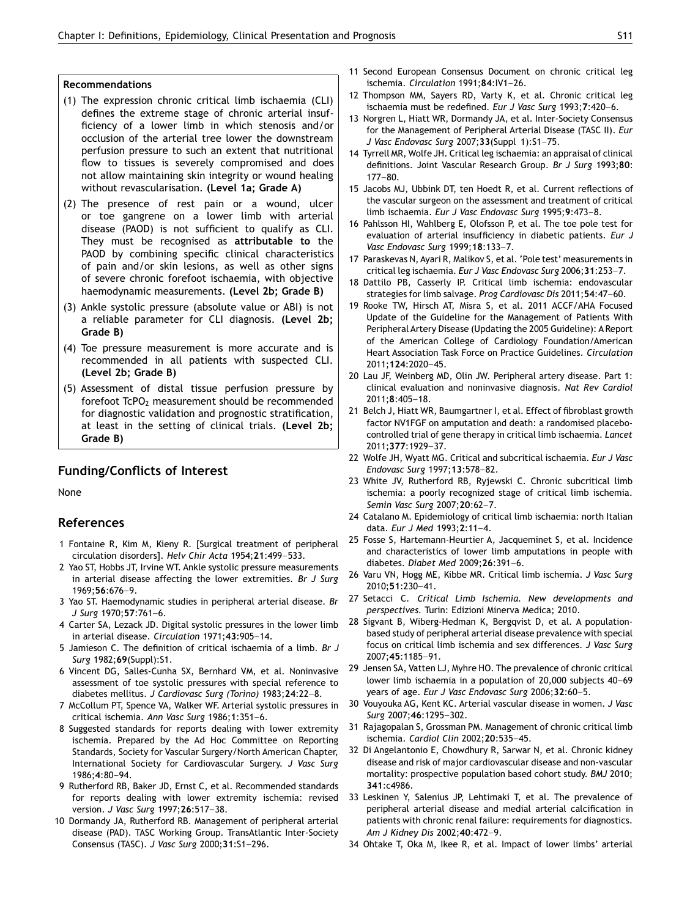**Recommendations**

(1) The expression chronic critical limb ischaemia (CLI) defines the extreme stage of chronic arterial insufficiency of a lower limb in which stenosis and/or occlusion of the arterial tree lower the downstream perfusion pressure to such an extent that nutritional flow to tissues is severely compromised and does not allow maintaining skin integrity or wound healing without revascularisation. **(Level 1a; Grade A)**

(2) The presence of rest pain or a wound, ulcer or toe gangrene on a lower limb with arterial disease (PAOD) is not sufficient to qualify as CLI. They must be recognised as **attributable to** the PAOD by combining specific clinical characteristics of pain and/or skin lesions, as well as other signs of severe chronic forefoot ischaemia, with objective haemodynamic measurements. **(Level 2b; Grade B)**

(3) Ankle systolic pressure (absolute value or ABI) is not a reliable parameter for CLI diagnosis. **(Level 2b; Grade B)**

(4) Toe pressure measurement is more accurate and is recommended in all patients with suspected CLI. **(Level 2b; Grade B)**

(5) Assessment of distal tissue perfusion pressure by forefoot $TcPO_2$ measurement should be recommended for diagnostic validation and prognostic stratification, at least in the setting of clinical trials. **(Level 2b; Grade B)**

## Funding/Conflicts of Interest

None

## References

1 Fontaine R, Kim M, Kieny R. [Surgical treatment of peripheral circulation disorders]. *Helv Chir Acta* 1954;**21**:499–533.

2 Yao ST, Hobbs JT, Irvine WT. Ankle systolic pressure measurements in arterial disease affecting the lower extremities. *Br J Surg* 1969;**56**:676–9.

3 Yao ST. Haemodynamic studies in peripheral arterial disease. *Br J Surg* 1970;**57**:761–6.

4 Carter SA, Lezack JD. Digital systolic pressures in the lower limb in arterial disease. *Circulation* 1971;**43**:905–14.

5 Jamieson C. The definition of critical ischaemia of a limb. *Br J Surg* 1982;**69**(Suppl):S1.

6 Vincent DG, Salles-Cunha SX, Bernhard VM, et al. Noninvasive assessment of toe systolic pressures with special reference to diabetes mellitus. *J Cardiovasc Surg (Torino)* 1983;**24**:22–8.

7 McCollum PT, Spence VA, Walker WF. Arterial systolic pressures in critical ischemia. *Ann Vasc Surg* 1986;**1**:351–6.

8 Suggested standards for reports dealing with lower extremity ischemia. Prepared by the Ad Hoc Committee on Reporting Standards, Society for Vascular Surgery/North American Chapter, International Society for Cardiovascular Surgery. *J Vasc Surg* 1986;**4**:80–94.

9 Rutherford RB, Baker JD, Ernst C, et al. Recommended standards for reports dealing with lower extremity ischemia: revised version. *J Vasc Surg* 1997;**26**:517–38.

10 Dormandy JA, Rutherford RB. Management of peripheral arterial disease (PAD). TASC Working Group. TransAtlantic Inter-Society Consensus (TASC). *J Vasc Surg* 2000;**31**:S1–296.

11 Second European Consensus Document on chronic critical leg ischemia. *Circulation* 1991;**84**:IV1–26.

12 Thompson MM, Sayers RD, Varty K, et al. Chronic critical leg ischaemia must be redefined. *Eur J Vasc Surg* 1993;**7**:420–6.

13 Norgren L, Hiatt WR, Dormandy JA, et al. Inter-Society Consensus for the Management of Peripheral Arterial Disease (TASC II). *Eur J Vasc Endovasc Surg* 2007;**33**(Suppl 1):S1–75.

14 Tyrrell MR, Wolfe JH. Critical leg ischaemia: an appraisal of clinical definitions. Joint Vascular Research Group. *Br J Surg* 1993;**80**:177–80.

15 Jacobs MJ, Ubbink DT, ten Hoedt R, et al. Current reflections of the vascular surgeon on the assessment and treatment of critical limb ischaemia. *Eur J Vasc Endovasc Surg* 1995;**9**:473–8.

16 Pahlsson HI, Wahlberg E, Olofsson P, et al. The toe pole test for evaluation of arterial insufficiency in diabetic patients. *Eur J Vasc Endovasc Surg* 1999;**18**:133–7.

17 Paraskevas N, Ayari R, Malikov S, et al. 'Pole test' measurements in critical leg ischaemia. *Eur J Vasc Endovasc Surg* 2006;**31**:253–7.

18 Dattilo PB, Casserly IP. Critical limb ischemia: endovascular strategies for limb salvage. *Prog Cardiovasc Dis* 2011;**54**:47–60.

19 Rooke TW, Hirsch AT, Misra S, et al. 2011 ACCF/AHA Focused Update of the Guideline for the Management of Patients With Peripheral Artery Disease (Updating the 2005 Guideline): A Report of the American College of Cardiology Foundation/American Heart Association Task Force on Practice Guidelines. *Circulation* 2011;**124**:2020–45.

20 Lau JF, Weinberg MD, Olin JW. Peripheral artery disease. Part 1: clinical evaluation and noninvasive diagnosis. *Nat Rev Cardiol* 2011;**8**:405–18.

21 Belch J, Hiatt WR, Baumgartner I, et al. Effect of fibroblast growth factor NV1FGF on amputation and death: a randomised placebo-controlled trial of gene therapy in critical limb ischaemia. *Lancet* 2011;**377**:1929–37.

22 Wolfe JH, Wyatt MG. Critical and subcritical ischaemia. *Eur J Vasc Endovasc Surg* 1997;**13**:578–82.

23 White JV, Rutherford RB, Ryjewski C. Chronic subcritical limb ischemia: a poorly recognized stage of critical limb ischemia. *Semin Vasc Surg* 2007;**20**:62–7.

24 Catalano M. Epidemiology of critical limb ischaemia: north Italian data. *Eur J Med* 1993;**2**:11–4.

25 Fosse S, Hartemann-Heurtier A, Jacqueminet S, et al. Incidence and characteristics of lower limb amputations in people with diabetes. *Diabet Med* 2009;**26**:391–6.

26 Varu VN, Hogg ME, Kibbe MR. Critical limb ischemia. *J Vasc Surg* 2010;**51**:230–41.

27 Setacci C. *Critical Limb Ischemia. New developments and perspectives.* Turin: Edizioni Minerva Medica; 2010.

28 Sigvant B, Wiberg-Hedman K, Bergqvist D, et al. A population-based study of peripheral arterial disease prevalence with special focus on critical limb ischemia and sex differences. *J Vasc Surg* 2007;**45**:1185–91.

29 Jensen SA, Vatten LJ, Myhre HO. The prevalence of chronic critical lower limb ischaemia in a population of 20,000 subjects 40–69 years of age. *Eur J Vasc Endovasc Surg* 2006;**32**:60–5.

30 Vouyouka AG, Kent KC. Arterial vascular disease in women. *J Vasc Surg* 2007;**46**:1295–302.

31 Rajagopalan S, Grossman PM. Management of chronic critical limb ischemia. *Cardiol Clin* 2002;**20**:535–45.

32 Di Angelantonio E, Chowdhury R, Sarwar N, et al. Chronic kidney disease and risk of major cardiovascular disease and non-vascular mortality: prospective population based cohort study. *BMJ* 2010;**341**:c4986.

33 Leskinen Y, Salenius JP, Lehtimaki T, et al. The prevalence of peripheral arterial disease and medial arterial calcification in patients with chronic renal failure: requirements for diagnostics. *Am J Kidney Dis* 2002;**40**:472–9.

34 Ohtake T, Oka M, Ikee R, et al. Impact of lower limbs' arterial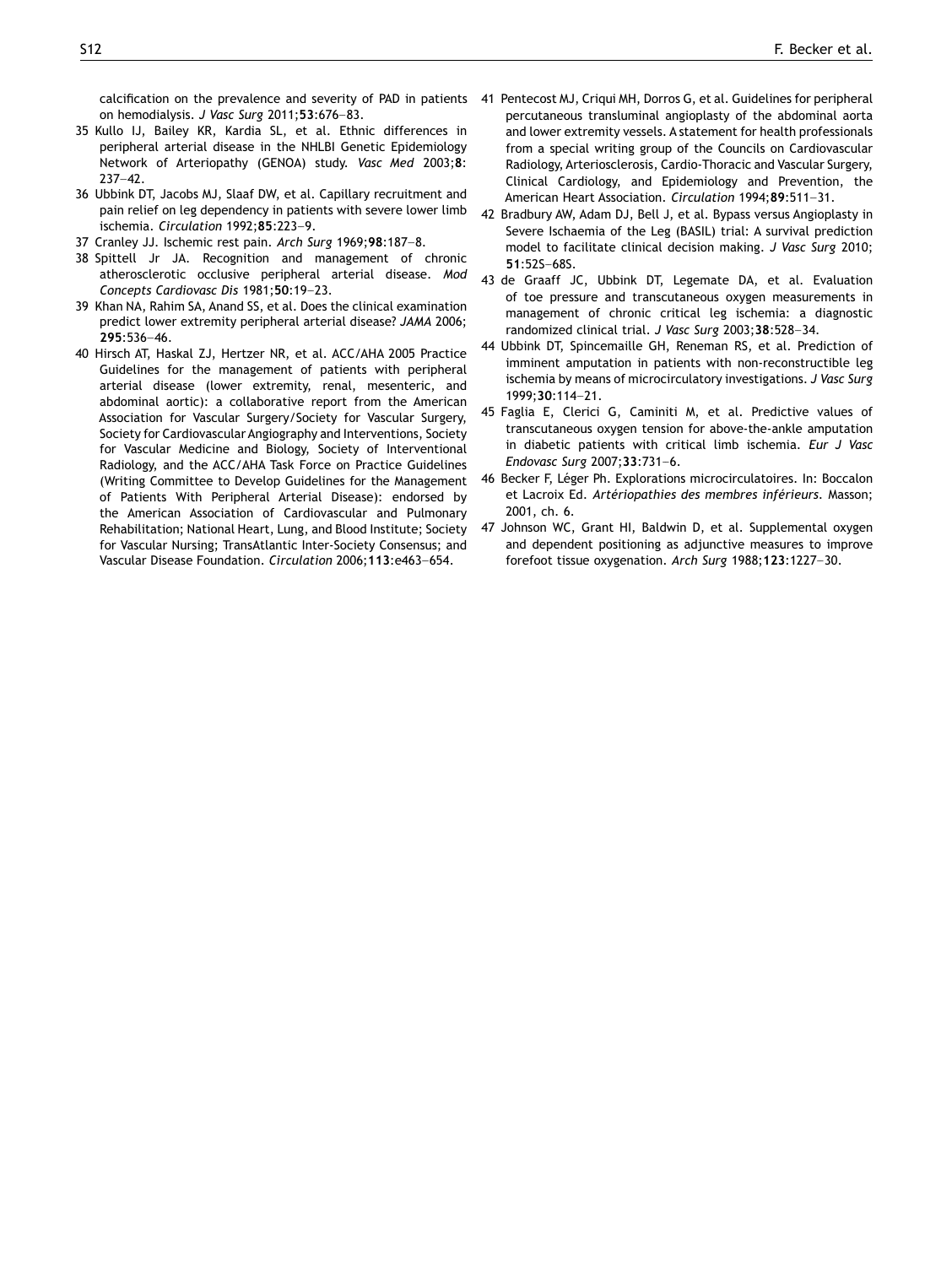calcification on the prevalence and severity of PAD in patients on hemodialysis. *J Vasc Surg* 2011;**53**:676–83.

35 Kullo IJ, Bailey KR, Kardia SL, et al. Ethnic differences in peripheral arterial disease in the NHLBI Genetic Epidemiology Network of Arteriopathy (GENOA) study. *Vasc Med* 2003;**8**: 237–42.

36 Ubbink DT, Jacobs MJ, Slaaf DW, et al. Capillary recruitment and pain relief on leg dependency in patients with severe lower limb ischemia. *Circulation* 1992;**85**:223–9.

37 Cranley JJ. Ischemic rest pain. *Arch Surg* 1969;**98**:187–8.

38 Spittell Jr JA. Recognition and management of chronic atherosclerotic occlusive peripheral arterial disease. *Mod Concepts Cardiovasc Dis* 1981;**50**:19–23.

39 Khan NA, Rahim SA, Anand SS, et al. Does the clinical examination predict lower extremity peripheral arterial disease? *JAMA* 2006; **295**:536–46.

40 Hirsch AT, Haskal ZJ, Hertzer NR, et al. ACC/AHA 2005 Practice Guidelines for the management of patients with peripheral arterial disease (lower extremity, renal, mesenteric, and abdominal aortic): a collaborative report from the American Association for Vascular Surgery/Society for Vascular Surgery, Society for Cardiovascular Angiography and Interventions, Society for Vascular Medicine and Biology, Society of Interventional Radiology, and the ACC/AHA Task Force on Practice Guidelines (Writing Committee to Develop Guidelines for the Management of Patients With Peripheral Arterial Disease): endorsed by the American Association of Cardiovascular and Pulmonary Rehabilitation; National Heart, Lung, and Blood Institute; Society for Vascular Nursing; TransAtlantic Inter-Society Consensus; and Vascular Disease Foundation. *Circulation* 2006;**113**:e463–654.

41 Pentecost MJ, Criqui MH, Dorros G, et al. Guidelines for peripheral percutaneous transluminal angioplasty of the abdominal aorta and lower extremity vessels. A statement for health professionals from a special writing group of the Councils on Cardiovascular Radiology, Arteriosclerosis, Cardio-Thoracic and Vascular Surgery, Clinical Cardiology, and Epidemiology and Prevention, the American Heart Association. *Circulation* 1994;**89**:511–31.

42 Bradbury AW, Adam DJ, Bell J, et al. Bypass versus Angioplasty in Severe Ischaemia of the Leg (BASIL) trial: A survival prediction model to facilitate clinical decision making. *J Vasc Surg* 2010; **51**:52S–68S.

43 de Graaff JC, Ubbink DT, Legemate DA, et al. Evaluation of toe pressure and transcutaneous oxygen measurements in management of chronic critical leg ischemia: a diagnostic randomized clinical trial. *J Vasc Surg* 2003;**38**:528–34.

44 Ubbink DT, Spincemaille GH, Reneman RS, et al. Prediction of imminent amputation in patients with non-reconstructible leg ischemia by means of microcirculatory investigations. *J Vasc Surg* 1999;**30**:114–21.

45 Faglia E, Clerici G, Caminiti M, et al. Predictive values of transcutaneous oxygen tension for above-the-ankle amputation in diabetic patients with critical limb ischemia. *Eur J Vasc Endovasc Surg* 2007;**33**:731–6.

46 Becker F, Léger Ph. Explorations microcirculatoires. In: Boccalon et Lacroix Ed. *Artériopathies des membres inférieurs*. Masson; 2001, ch. 6.

47 Johnson WC, Grant HI, Baldwin D, et al. Supplemental oxygen and dependent positioning as adjunctive measures to improve forefoot tissue oxygenation. *Arch Surg* 1988;**123**:1227–30.